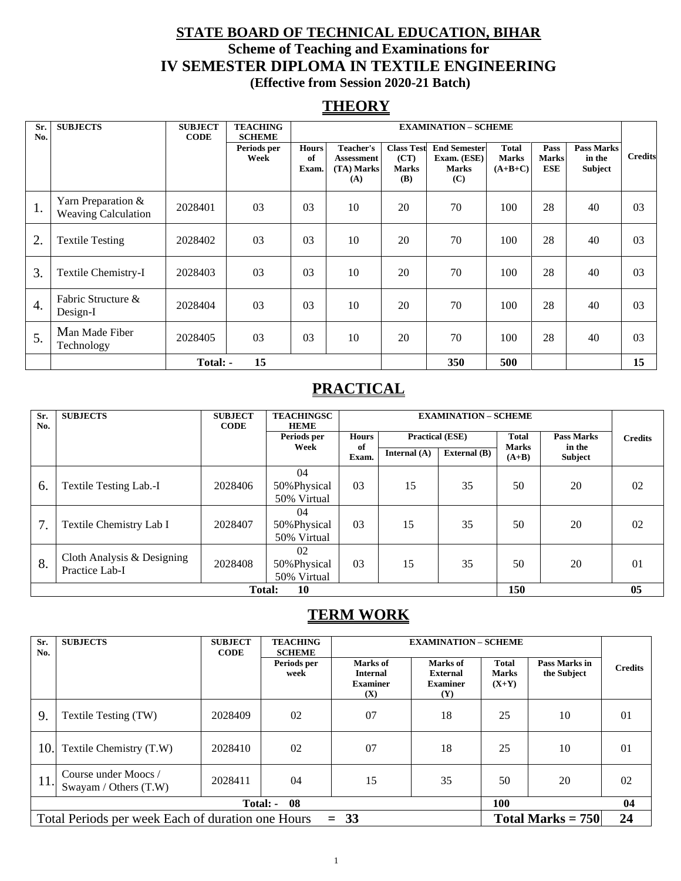# STATE BOARD OF TECHNICAL EDUCATION, BIHAR

## Scheme of Teaching and Examinations for

## IV SEMESTER DIPLOMA IN TEXTILE ENGINEERING

**(Effective from Session 2020-21 Batch)**

## THEORY

| Sr. No. | SUBJECTS | SUBJECT CODE | TEACHING SCHEME | EXAMINATION – SCHEME | | | | | | | | Credits |
|---|---|---|---|---|---|---|---|---|---|---|---|---|
| | | | Periods per Week | Hours of Exam. | Teacher's Assessment (TA) Marks (A) | Class Test (CT) Marks (B) | End Semester Exam. (ESE) Marks (C) | Total Marks (A+B+C) | Pass Marks ESE | Pass Marks in the Subject | | |
| 1. | Yarn Preparation & Weaving Calculation | 2028401 | 03 | 03 | 10 | 20 | 70 | 100 | 28 | 40 | | 03 |
| 2. | Textile Testing | 2028402 | 03 | 03 | 10 | 20 | 70 | 100 | 28 | 40 | | 03 |
| 3. | Textile Chemistry-I | 2028403 | 03 | 03 | 10 | 20 | 70 | 100 | 28 | 40 | | 03 |
| 4. | Fabric Structure & Design-I | 2028404 | 03 | 03 | 10 | 20 | 70 | 100 | 28 | 40 | | 03 |
| 5. | Man Made Fiber Technology | 2028405 | 03 | 03 | 10 | 20 | 70 | 100 | 28 | 40 | | 03 |
| | | Total: - | 15 | | | | 350 | 500 | | | | 15 |

## PRACTICAL

| Sr. No. | SUBJECTS | SUBJECT CODE | TEACHING SCHEME | EXAMINATION – SCHEME | | | | | Credits |
|---|---|---|---|---|---|---|---|---|---|
| | | | Periods per Week | Hours of Exam. | Practical (ESE) | | Total Marks (A+B) | Pass Marks in the Subject | |
| | | | | | Internal (A) | External (B) | | | |
| 6. | Textile Testing Lab.-I | 2028406 | 04 50%Physical 50% Virtual | 03 | 15 | 35 | 50 | 20 | 02 |
| 7. | Textile Chemistry Lab I | 2028407 | 04 50%Physical 50% Virtual | 03 | 15 | 35 | 50 | 20 | 02 |
| 8. | Cloth Analysis & Designing Practice Lab-I | 2028408 | 02 50%Physical 50% Virtual | 03 | 15 | 35 | 50 | 20 | 01 |
| | | Total: | 10 | | | | 150 | | 05 |

## TERM WORK

| Sr. No. | SUBJECTS | SUBJECT CODE | TEACHING SCHEME | EXAMINATION – SCHEME | | | | Credits |
|---|---|---|---|---|---|---|---|---|
| | | | Periods per week | Marks of Internal Examiner (X) | Marks of External Examiner (Y) | Total Marks (X+Y) | Pass Marks in the Subject | |
| 9. | Textile Testing (TW) | 2028409 | 02 | 07 | 18 | 25 | 10 | 01 |
| 10. | Textile Chemistry (T.W) | 2028410 | 02 | 07 | 18 | 25 | 10 | 01 |
| 11. | Course under Moocs / Swayam / Others (T.W) | 2028411 | 04 | 15 | 35 | 50 | 20 | 02 |
| | | Total: - | 08 | | | 100 | | 04 |
| Total Periods per week Each of duration one Hours | | | = 33 | | | Total Marks = 750 | | 24 |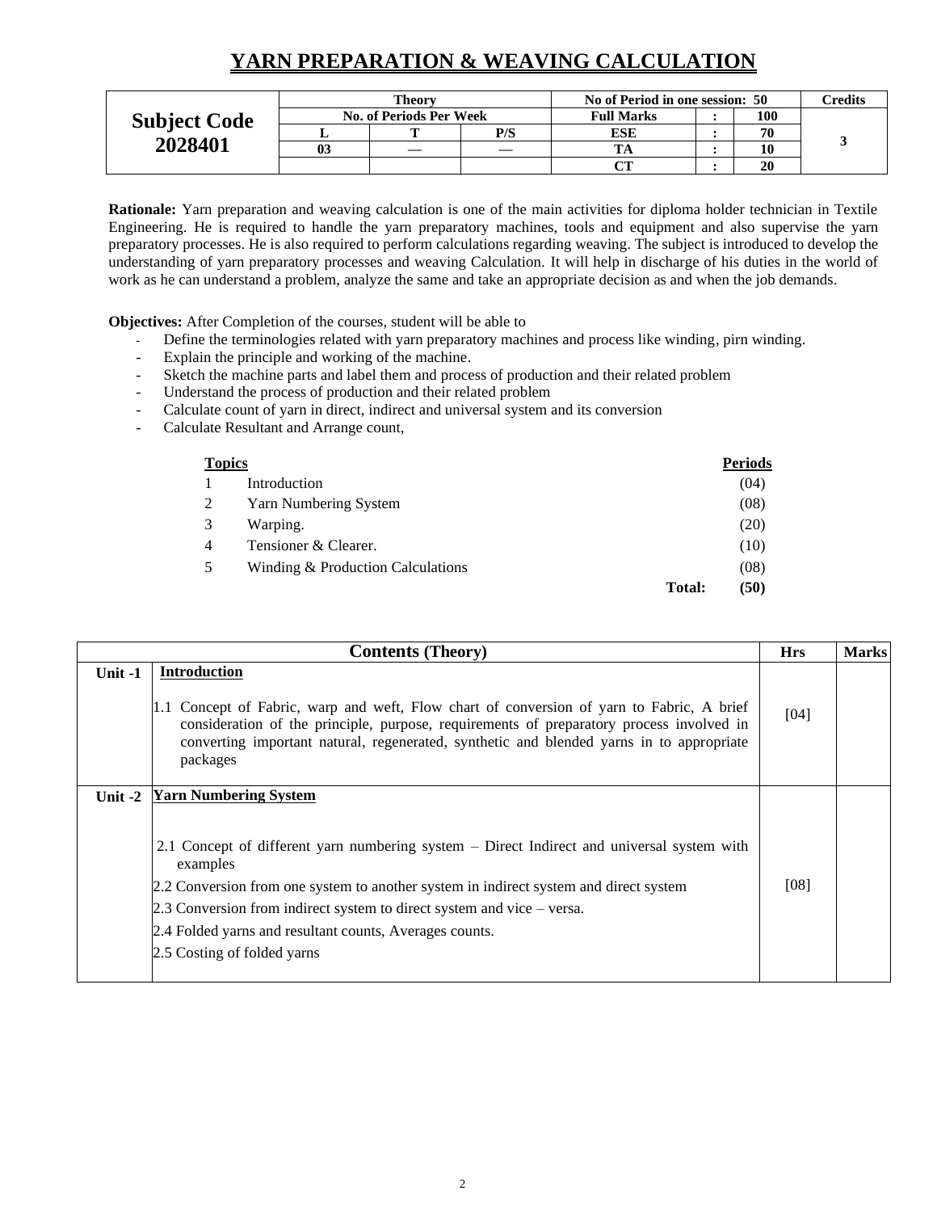# YARN PREPARATION & WEAVING CALCULATION

| Subject Code 2028401 | Theory | | | No of Period in one session: 50 | | | Credits |
|---|---|---|---|---|---|---|---|
| | No. of Periods Per Week | | | Full Marks | : | 100 | 3 |
| | L | T | P/S | ESE | : | 70 | |
| | 03 | — | — | TA | : | 10 | |
| | | | | CT | : | 20 | |

**Rationale:** Yarn preparation and weaving calculation is one of the main activities for diploma holder technician in Textile Engineering. He is required to handle the yarn preparatory machines, tools and equipment and also supervise the yarn preparatory processes. He is also required to perform calculations regarding weaving. The subject is introduced to develop the understanding of yarn preparatory processes and weaving Calculation. It will help in discharge of his duties in the world of work as he can understand a problem, analyze the same and take an appropriate decision as and when the job demands.

**Objectives:** After Completion of the courses, student will be able to

- Define the terminologies related with yarn preparatory machines and process like winding, pirn winding.
- Explain the principle and working of the machine.
- Sketch the machine parts and label them and process of production and their related problem
- Understand the process of production and their related problem
- Calculate count of yarn in direct, indirect and universal system and its conversion
- Calculate Resultant and Arrange count,

| **Topics** | | **Periods** |
|---|---|---|
| 1 | Introduction | (04) |
| 2 | Yarn Numbering System | (08) |
| 3 | Warping. | (20) |
| 4 | Tensioner & Clearer. | (10) |
| 5 | Winding & Production Calculations | (08) |
| | **Total:** | **(50)** |

| | **Contents (Theory)** | **Hrs** | **Marks** |
|---|---|---|---|
| Unit -1 | **Introduction**<br><br>1.1 Concept of Fabric, warp and weft, Flow chart of conversion of yarn to Fabric, A brief consideration of the principle, purpose, requirements of preparatory process involved in converting important natural, regenerated, synthetic and blended yarns in to appropriate packages | [04] | |
| Unit -2 | **Yarn Numbering System**<br><br>2.1 Concept of different yarn numbering system – Direct Indirect and universal system with examples<br>2.2 Conversion from one system to another system in indirect system and direct system<br>2.3 Conversion from indirect system to direct system and vice – versa.<br>2.4 Folded yarns and resultant counts, Averages counts.<br>2.5 Costing of folded yarns | [08] | |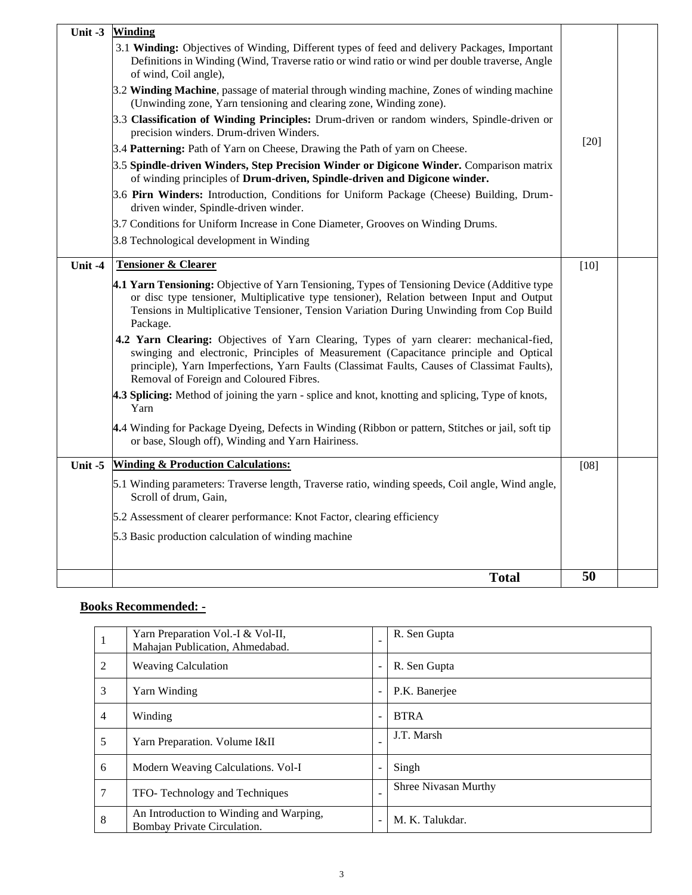| Unit -3 | **Winding** | | |
|---|---|---|---|
| | 3.1 **Winding:** Objectives of Winding, Different types of feed and delivery Packages, Important Definitions in Winding (Wind, Traverse ratio or wind ratio or wind per double traverse, Angle of wind, Coil angle),<br>3.2 **Winding Machine**, passage of material through winding machine, Zones of winding machine (Unwinding zone, Yarn tensioning and clearing zone, Winding zone).<br>3.3 **Classification of Winding Principles:** Drum-driven or random winders, Spindle-driven or precision winders. Drum-driven Winders.<br>3.4 **Patterning:** Path of Yarn on Cheese, Drawing the Path of yarn on Cheese.<br>3.5 **Spindle-driven Winders, Step Precision Winder or Digicone Winder.** Comparison matrix of winding principles of **Drum-driven, Spindle-driven and Digicone winder.**<br>3.6 **Pirn Winders:** Introduction, Conditions for Uniform Package (Cheese) Building, Drum-driven winder, Spindle-driven winder.<br>3.7 Conditions for Uniform Increase in Cone Diameter, Grooves on Winding Drums.<br>3.8 Technological development in Winding | [20] | |
| Unit -4 | **Tensioner & Clearer** | [10] | |
| | **4.1 Yarn Tensioning:** Objective of Yarn Tensioning, Types of Tensioning Device (Additive type or disc type tensioner, Multiplicative type tensioner), Relation between Input and Output Tensions in Multiplicative Tensioner, Tension Variation During Unwinding from Cop Build Package.<br>**4.2 Yarn Clearing:** Objectives of Yarn Clearing, Types of yarn clearer: mechanical-fied, swinging and electronic, Principles of Measurement (Capacitance principle and Optical principle), Yarn Imperfections, Yarn Faults (Classimat Faults, Causes of Classimat Faults), Removal of Foreign and Coloured Fibres.<br>**4.3 Splicing:** Method of joining the yarn - splice and knot, knotting and splicing, Type of knots, Yarn<br>**4.**4 Winding for Package Dyeing, Defects in Winding (Ribbon or pattern, Stitches or jail, soft tip or base, Slough off), Winding and Yarn Hairiness. | | |
| Unit -5 | **Winding & Production Calculations:** | [08] | |
| | 5.1 Winding parameters: Traverse length, Traverse ratio, winding speeds, Coil angle, Wind angle, Scroll of drum, Gain,<br>5.2 Assessment of clearer performance: Knot Factor, clearing efficiency<br>5.3 Basic production calculation of winding machine | | |
| | **Total** | **50** | |

**Books Recommended: -**

| | | | |
|---|---|---|---|
| 1 | Yarn Preparation Vol.-I & Vol-II, Mahajan Publication, Ahmedabad. | - | R. Sen Gupta |
| 2 | Weaving Calculation | - | R. Sen Gupta |
| 3 | Yarn Winding | - | P.K. Banerjee |
| 4 | Winding | - | BTRA |
| 5 | Yarn Preparation. Volume I&II | - | J.T. Marsh |
| 6 | Modern Weaving Calculations. Vol-I | - | Singh |
| 7 | TFO- Technology and Techniques | - | Shree Nivasan Murthy |
| 8 | An Introduction to Winding and Warping, Bombay Private Circulation. | - | M. K. Talukdar. |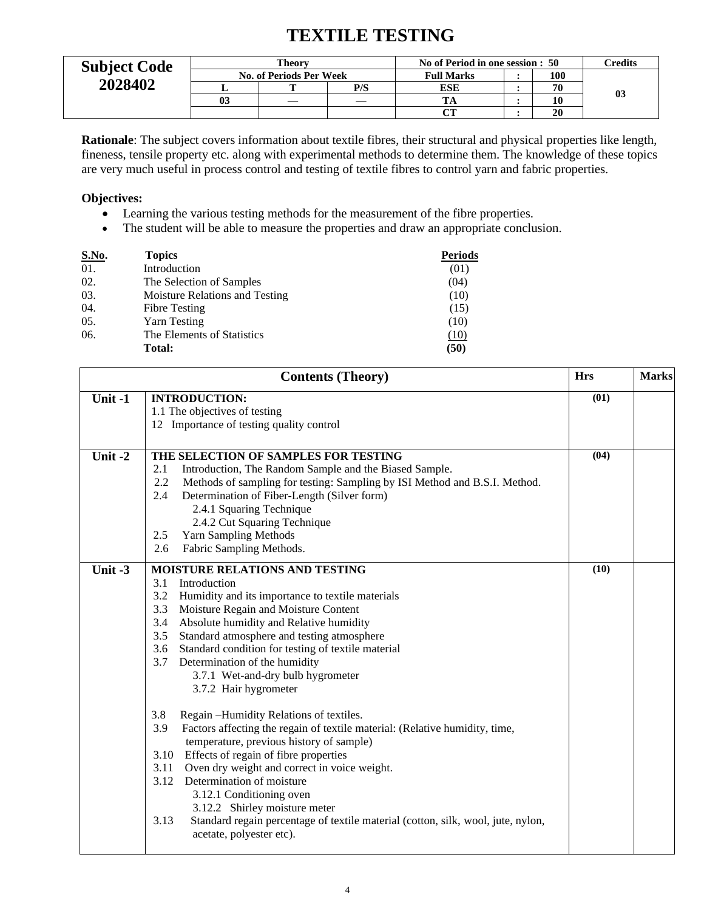# TEXTILE TESTING

| Subject Code 2028402 | Theory | | | No of Period in one session : 50 | | | Credits |
|---|---|---|---|---|---|---|---|
| | No. of Periods Per Week | | | Full Marks | : | 100 | 03 |
| | L | T | P/S | ESE | : | 70 | |
| | 03 | — | — | TA | : | 10 | |
| | | | | CT | : | 20 | |

**Rationale**: The subject covers information about textile fibres, their structural and physical properties like length, fineness, tensile property etc. along with experimental methods to determine them. The knowledge of these topics are very much useful in process control and testing of textile fibres to control yarn and fabric properties.

**Objectives:**

- Learning the various testing methods for the measurement of the fibre properties.
- The student will be able to measure the properties and draw an appropriate conclusion.

| S.No. | Topics | Periods |
|---|---|---|
| 01. | Introduction | (01) |
| 02. | The Selection of Samples | (04) |
| 03. | Moisture Relations and Testing | (10) |
| 04. | Fibre Testing | (15) |
| 05. | Yarn Testing | (10) |
| 06. | The Elements of Statistics | (10) |
| | **Total:** | **(50)** |

| | Contents (Theory) | Hrs | Marks |
|---|---|---|---|
| **Unit -1** | **INTRODUCTION:**<br>1.1 The objectives of testing<br>12 Importance of testing quality control | (01) | |
| **Unit -2** | **THE SELECTION OF SAMPLES FOR TESTING**<br>2.1 Introduction, The Random Sample and the Biased Sample.<br>2.2 Methods of sampling for testing: Sampling by ISI Method and B.S.I. Method.<br>2.4 Determination of Fiber-Length (Silver form)<br>2.4.1 Squaring Technique<br>2.4.2 Cut Squaring Technique<br>2.5 Yarn Sampling Methods<br>2.6 Fabric Sampling Methods. | (04) | |
| **Unit -3** | **MOISTURE RELATIONS AND TESTING**<br>3.1 Introduction<br>3.2 Humidity and its importance to textile materials<br>3.3 Moisture Regain and Moisture Content<br>3.4 Absolute humidity and Relative humidity<br>3.5 Standard atmosphere and testing atmosphere<br>3.6 Standard condition for testing of textile material<br>3.7 Determination of the humidity<br>3.7.1 Wet-and-dry bulb hygrometer<br>3.7.2 Hair hygrometer<br><br>3.8 Regain –Humidity Relations of textiles.<br>3.9 Factors affecting the regain of textile material: (Relative humidity, time, temperature, previous history of sample)<br>3.10 Effects of regain of fibre properties<br>3.11 Oven dry weight and correct in voice weight.<br>3.12 Determination of moisture<br>3.12.1 Conditioning oven<br>3.12.2 Shirley moisture meter<br>3.13 Standard regain percentage of textile material (cotton, silk, wool, jute, nylon, acetate, polyester etc). | (10) | |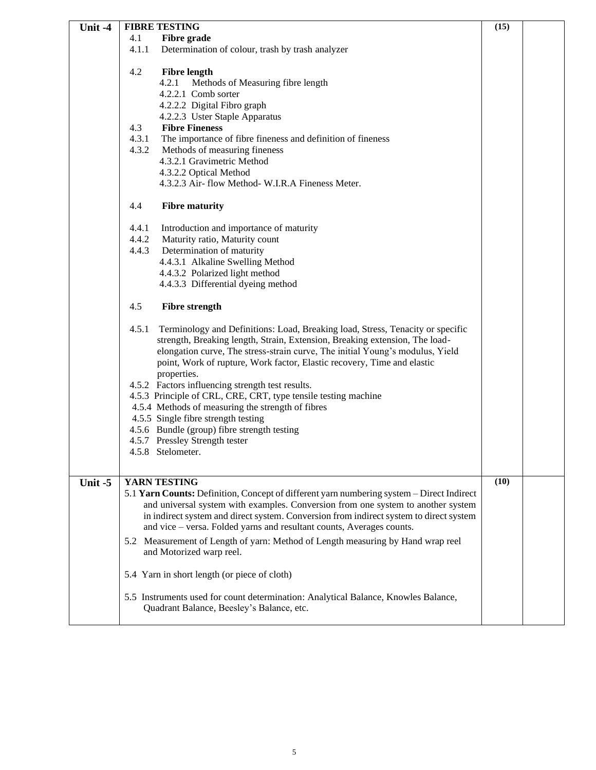| | | | |
|---|---|---|---|
| **Unit -4** | **FIBRE TESTING**<br>4.1 **Fibre grade**<br>4.1.1 Determination of colour, trash by trash analyzer<br><br>4.2 **Fibre length**<br>4.2.1 Methods of Measuring fibre length<br>4.2.2.1 Comb sorter<br>4.2.2.2 Digital Fibro graph<br>4.2.2.3 Uster Staple Apparatus<br>4.3 **Fibre Fineness**<br>4.3.1 The importance of fibre fineness and definition of fineness<br>4.3.2 Methods of measuring fineness<br>4.3.2.1 Gravimetric Method<br>4.3.2.2 Optical Method<br>4.3.2.3 Air- flow Method- W.I.R.A Fineness Meter.<br><br>4.4 **Fibre maturity**<br><br>4.4.1 Introduction and importance of maturity<br>4.4.2 Maturity ratio, Maturity count<br>4.4.3 Determination of maturity<br>4.4.3.1 Alkaline Swelling Method<br>4.4.3.2 Polarized light method<br>4.4.3.3 Differential dyeing method<br><br>4.5 **Fibre strength**<br><br>4.5.1 Terminology and Definitions: Load, Breaking load, Stress, Tenacity or specific strength, Breaking length, Strain, Extension, Breaking extension, The load-elongation curve, The stress-strain curve, The initial Young's modulus, Yield point, Work of rupture, Work factor, Elastic recovery, Time and elastic properties.<br>4.5.2 Factors influencing strength test results.<br>4.5.3 Principle of CRL, CRE, CRT, type tensile testing machine<br>4.5.4 Methods of measuring the strength of fibres<br>4.5.5 Single fibre strength testing<br>4.5.6 Bundle (group) fibre strength testing<br>4.5.7 Pressley Strength tester<br>4.5.8 Stelometer. | **(15)** | |
| **Unit -5** | **YARN TESTING**<br>5.1 **Yarn Counts:** Definition, Concept of different yarn numbering system – Direct Indirect and universal system with examples. Conversion from one system to another system in indirect system and direct system. Conversion from indirect system to direct system and vice – versa. Folded yarns and resultant counts, Averages counts.<br><br>5.2 Measurement of Length of yarn: Method of Length measuring by Hand wrap reel and Motorized warp reel.<br><br>5.4 Yarn in short length (or piece of cloth)<br><br>5.5 Instruments used for count determination: Analytical Balance, Knowles Balance, Quadrant Balance, Beesley's Balance, etc. | **(10)** | |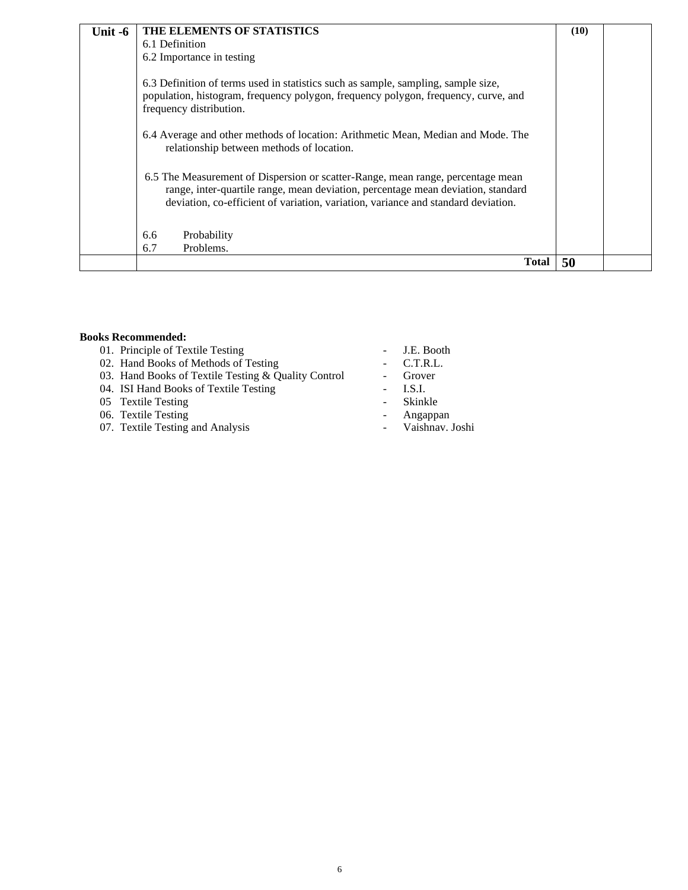| Unit -6 | **THE ELEMENTS OF STATISTICS**<br>6.1 Definition<br>6.2 Importance in testing<br><br>6.3 Definition of terms used in statistics such as sample, sampling, sample size, population, histogram, frequency polygon, frequency polygon, frequency, curve, and frequency distribution.<br><br>6.4 Average and other methods of location: Arithmetic Mean, Median and Mode. The relationship between methods of location.<br><br>6.5 The Measurement of Dispersion or scatter-Range, mean range, percentage mean range, inter-quartile range, mean deviation, percentage mean deviation, standard deviation, co-efficient of variation, variation, variance and standard deviation.<br><br>6.6 Probability<br>6.7 Problems. | **(10)** | |
|---|---|---|---|
| | **Total** | **50** | |

**Books Recommended:**

01. Principle of Textile Testing - J.E. Booth
02. Hand Books of Methods of Testing - C.T.R.L.
03. Hand Books of Textile Testing & Quality Control - Grover
04. ISI Hand Books of Textile Testing - I.S.I.
05 Textile Testing - Skinkle
06. Textile Testing - Angappan
07. Textile Testing and Analysis - Vaishnav. Joshi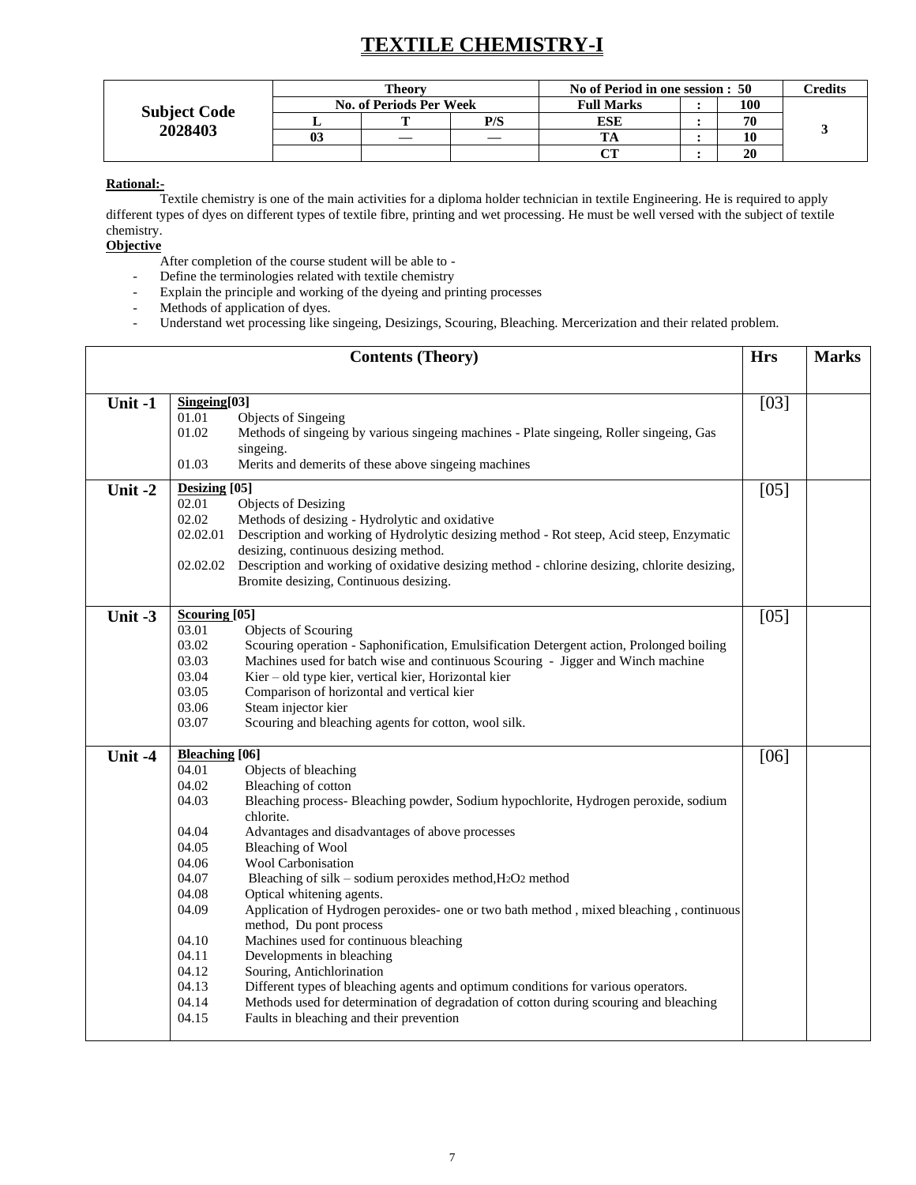# TEXTILE CHEMISTRY-I

| Subject Code 2028403 | Theory | | | No of Period in one session : 50 | | | Credits |
|---|---|---|---|---|---|---|---|
| | No. of Periods Per Week | | | Full Marks | : | 100 | 3 |
| | L | T | P/S | ESE | : | 70 | |
| | 03 | — | — | TA | : | 10 | |
| | | | | CT | : | 20 | |

**Rational:-**

Textile chemistry is one of the main activities for a diploma holder technician in textile Engineering. He is required to apply different types of dyes on different types of textile fibre, printing and wet processing. He must be well versed with the subject of textile chemistry.

**Objective**

After completion of the course student will be able to -

- Define the terminologies related with textile chemistry
- Explain the principle and working of the dyeing and printing processes
- Methods of application of dyes.
- Understand wet processing like singeing, Desizings, Scouring, Bleaching. Mercerization and their related problem.

| | Contents (Theory) | Hrs | Marks |
|---|---|---|---|
| Unit -1 | **Singeing[03]**<br>01.01 Objects of Singeing<br>01.02 Methods of singeing by various singeing machines - Plate singeing, Roller singeing, Gas singeing.<br>01.03 Merits and demerits of these above singeing machines | [03] | |
| Unit -2 | **Desizing [05]**<br>02.01 Objects of Desizing<br>02.02 Methods of desizing - Hydrolytic and oxidative<br>02.02.01 Description and working of Hydrolytic desizing method - Rot steep, Acid steep, Enzymatic desizing, continuous desizing method.<br>02.02.02 Description and working of oxidative desizing method - chlorine desizing, chlorite desizing, Bromite desizing, Continuous desizing. | [05] | |
| Unit -3 | **Scouring [05]**<br>03.01 Objects of Scouring<br>03.02 Scouring operation - Saphonification, Emulsification Detergent action, Prolonged boiling<br>03.03 Machines used for batch wise and continuous Scouring - Jigger and Winch machine<br>03.04 Kier – old type kier, vertical kier, Horizontal kier<br>03.05 Comparison of horizontal and vertical kier<br>03.06 Steam injector kier<br>03.07 Scouring and bleaching agents for cotton, wool silk. | [05] | |
| Unit -4 | **Bleaching [06]**<br>04.01 Objects of bleaching<br>04.02 Bleaching of cotton<br>04.03 Bleaching process- Bleaching powder, Sodium hypochlorite, Hydrogen peroxide, sodium chlorite.<br>04.04 Advantages and disadvantages of above processes<br>04.05 Bleaching of Wool<br>04.06 Wool Carbonisation<br>04.07 Bleaching of silk – sodium peroxides method, $H_2O_2$ method<br>04.08 Optical whitening agents.<br>04.09 Application of Hydrogen peroxides- one or two bath method , mixed bleaching , continuous method, Du pont process<br>04.10 Machines used for continuous bleaching<br>04.11 Developments in bleaching<br>04.12 Souring, Antichlorination<br>04.13 Different types of bleaching agents and optimum conditions for various operators.<br>04.14 Methods used for determination of degradation of cotton during scouring and bleaching<br>04.15 Faults in bleaching and their prevention | [06] | |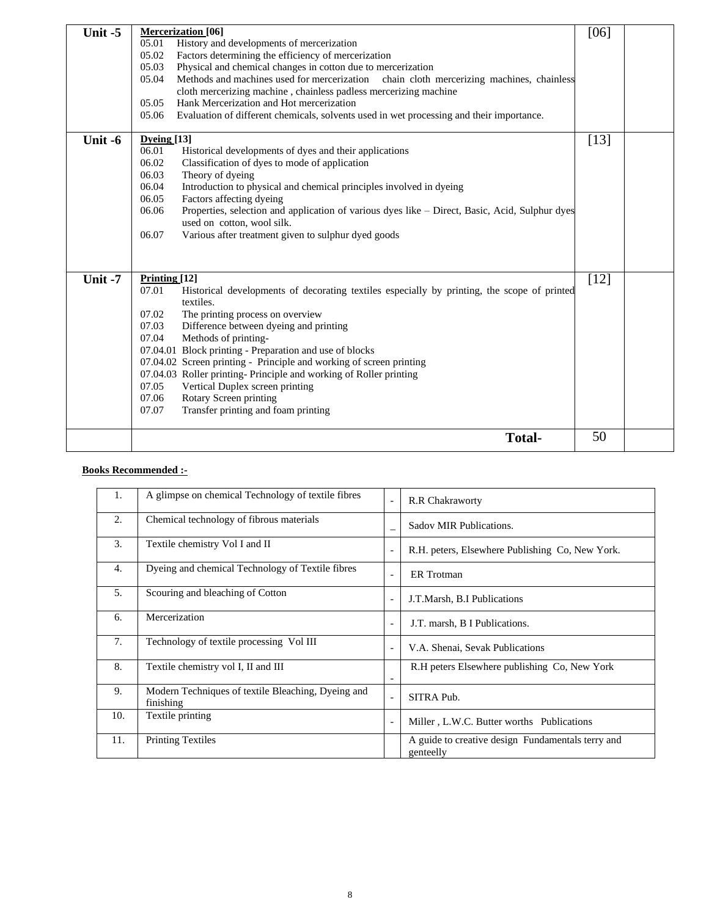| Unit -5 | **Mercerization [06]**<br>05.01 History and developments of mercerization<br>05.02 Factors determining the efficiency of mercerization<br>05.03 Physical and chemical changes in cotton due to mercerization<br>05.04 Methods and machines used for mercerization chain cloth mercerizing machines, chainless cloth mercerizing machine , chainless padless mercerizing machine<br>05.05 Hank Mercerization and Hot mercerization<br>05.06 Evaluation of different chemicals, solvents used in wet processing and their importance. | [06] | |
|---|---|---|---|
| Unit -6 | **Dyeing [13]**<br>06.01 Historical developments of dyes and their applications<br>06.02 Classification of dyes to mode of application<br>06.03 Theory of dyeing<br>06.04 Introduction to physical and chemical principles involved in dyeing<br>06.05 Factors affecting dyeing<br>06.06 Properties, selection and application of various dyes like – Direct, Basic, Acid, Sulphur dyes used on cotton, wool silk.<br>06.07 Various after treatment given to sulphur dyed goods | [13] | |
| Unit -7 | **Printing [12]**<br>07.01 Historical developments of decorating textiles especially by printing, the scope of printed textiles.<br>07.02 The printing process on overview<br>07.03 Difference between dyeing and printing<br>07.04 Methods of printing-<br>07.04.01 Block printing - Preparation and use of blocks<br>07.04.02 Screen printing - Principle and working of screen printing<br>07.04.03 Roller printing- Principle and working of Roller printing<br>07.05 Vertical Duplex screen printing<br>07.06 Rotary Screen printing<br>07.07 Transfer printing and foam printing | [12] | |
| | **Total-** | 50 | |

**Books Recommended :-**

| 1. | A glimpse on chemical Technology of textile fibres | - | R.R Chakraworty |
|---|---|---|---|
| 2. | Chemical technology of fibrous materials | _ | Sadov MIR Publications. |
| 3. | Textile chemistry Vol I and II | - | R.H. peters, Elsewhere Publishing Co, New York. |
| 4. | Dyeing and chemical Technology of Textile fibres | - | ER Trotman |
| 5. | Scouring and bleaching of Cotton | - | J.T.Marsh, B.I Publications |
| 6. | Mercerization | - | J.T. marsh, B I Publications. |
| 7. | Technology of textile processing Vol III | - | V.A. Shenai, Sevak Publications |
| 8. | Textile chemistry vol I, II and III | - | R.H peters Elsewhere publishing Co, New York |
| 9. | Modern Techniques of textile Bleaching, Dyeing and finishing | - | SITRA Pub. |
| 10. | Textile printing | - | Miller , L.W.C. Butter worths Publications |
| 11. | Printing Textiles | | A guide to creative design Fundamentals terry and genteelly |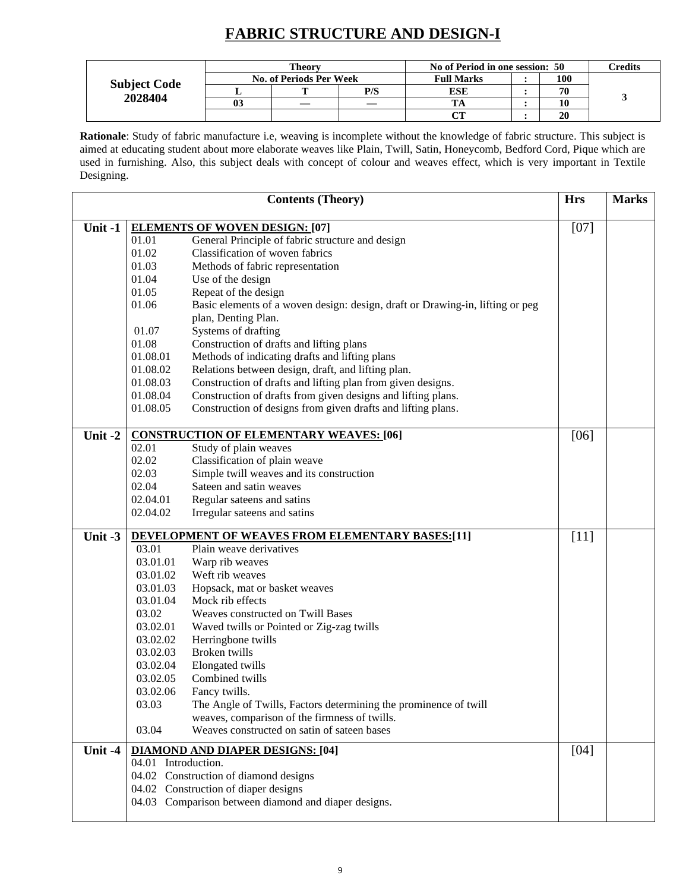# FABRIC STRUCTURE AND DESIGN-I

| Subject Code 2028404 | Theory | | | No of Period in one session: 50 | | | Credits |
|---|---|---|---|---|---|---|---|
| | No. of Periods Per Week | | | Full Marks | : | 100 | 3 |
| | L | T | P/S | ESE | : | 70 | |
| | 03 | — | — | TA | : | 10 | |
| | | | | CT | : | 20 | |

**Rationale**: Study of fabric manufacture i.e, weaving is incomplete without the knowledge of fabric structure. This subject is aimed at educating student about more elaborate weaves like Plain, Twill, Satin, Honeycomb, Bedford Cord, Pique which are used in furnishing. Also, this subject deals with concept of colour and weaves effect, which is very important in Textile Designing.

| | Contents (Theory) | Hrs | Marks |
|---|---|---|---|
| Unit -1 | **ELEMENTS OF WOVEN DESIGN: [07]**<br>01.01 General Principle of fabric structure and design<br>01.02 Classification of woven fabrics<br>01.03 Methods of fabric representation<br>01.04 Use of the design<br>01.05 Repeat of the design<br>01.06 Basic elements of a woven design: design, draft or Drawing-in, lifting or peg plan, Denting Plan.<br>01.07 Systems of drafting<br>01.08 Construction of drafts and lifting plans<br>01.08.01 Methods of indicating drafts and lifting plans<br>01.08.02 Relations between design, draft, and lifting plan.<br>01.08.03 Construction of drafts and lifting plan from given designs.<br>01.08.04 Construction of drafts from given designs and lifting plans.<br>01.08.05 Construction of designs from given drafts and lifting plans. | [07] | |
| Unit -2 | **CONSTRUCTION OF ELEMENTARY WEAVES: [06]**<br>02.01 Study of plain weaves<br>02.02 Classification of plain weave<br>02.03 Simple twill weaves and its construction<br>02.04 Sateen and satin weaves<br>02.04.01 Regular sateens and satins<br>02.04.02 Irregular sateens and satins | [06] | |
| Unit -3 | **DEVELOPMENT OF WEAVES FROM ELEMENTARY BASES:[11]**<br>03.01 Plain weave derivatives<br>03.01.01 Warp rib weaves<br>03.01.02 Weft rib weaves<br>03.01.03 Hopsack, mat or basket weaves<br>03.01.04 Mock rib effects<br>03.02 Weaves constructed on Twill Bases<br>03.02.01 Waved twills or Pointed or Zig-zag twills<br>03.02.02 Herringbone twills<br>03.02.03 Broken twills<br>03.02.04 Elongated twills<br>03.02.05 Combined twills<br>03.02.06 Fancy twills.<br>03.03 The Angle of Twills, Factors determining the prominence of twill weaves, comparison of the firmness of twills.<br>03.04 Weaves constructed on satin of sateen bases | [11] | |
| Unit -4 | **DIAMOND AND DIAPER DESIGNS: [04]**<br>04.01 Introduction.<br>04.02 Construction of diamond designs<br>04.02 Construction of diaper designs<br>04.03 Comparison between diamond and diaper designs. | [04] | |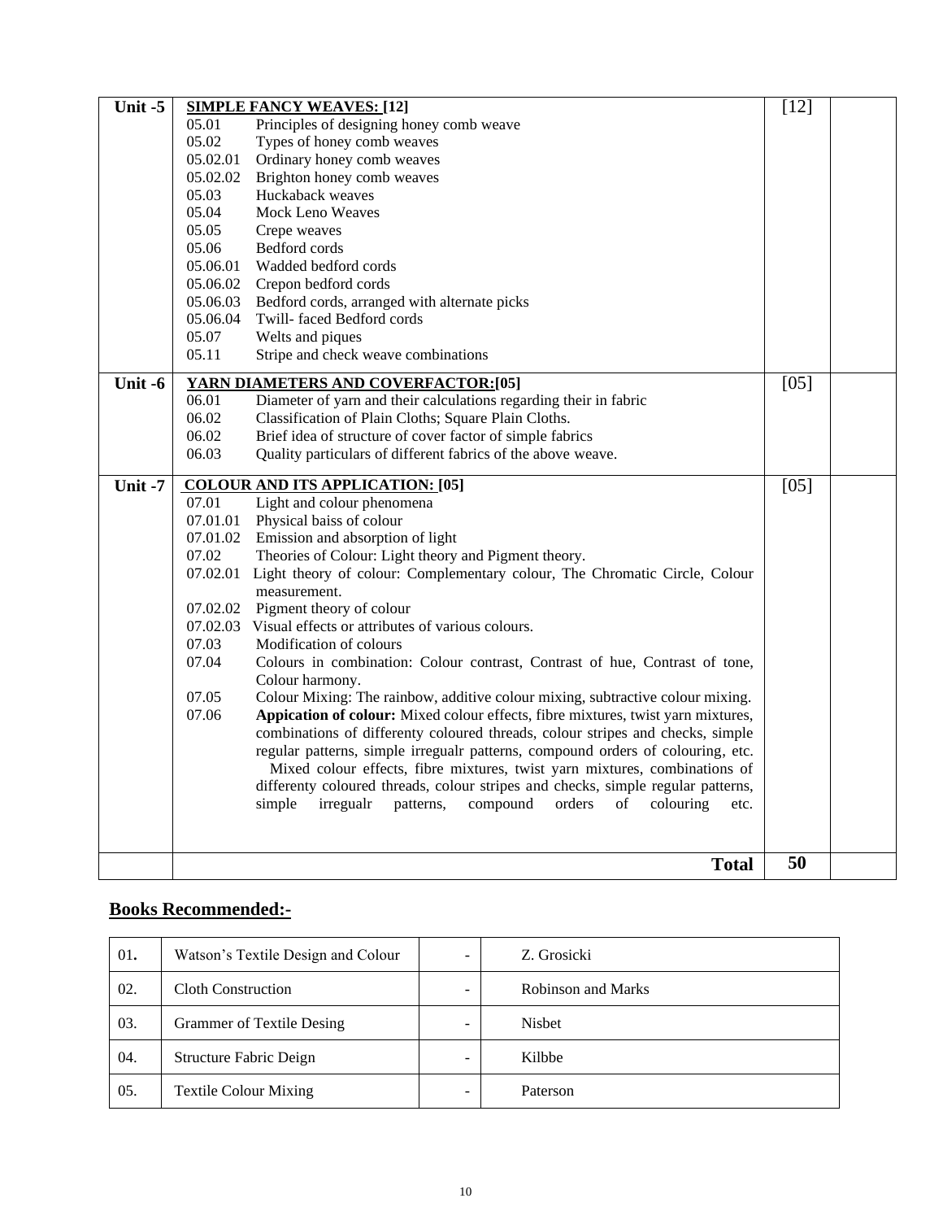| Unit | Contents | Marks | |
|---|---|---|---|
| Unit -5 | **SIMPLE FANCY WEAVES: [12]**<br>05.01 Principles of designing honey comb weave<br>05.02 Types of honey comb weaves<br>05.02.01 Ordinary honey comb weaves<br>05.02.02 Brighton honey comb weaves<br>05.03 Huckaback weaves<br>05.04 Mock Leno Weaves<br>05.05 Crepe weaves<br>05.06 Bedford cords<br>05.06.01 Wadded bedford cords<br>05.06.02 Crepon bedford cords<br>05.06.03 Bedford cords, arranged with alternate picks<br>05.06.04 Twill- faced Bedford cords<br>05.07 Welts and piques<br>05.11 Stripe and check weave combinations | [12] | |
| Unit -6 | **YARN DIAMETERS AND COVERFACTOR:[05]**<br>06.01 Diameter of yarn and their calculations regarding their in fabric<br>06.02 Classification of Plain Cloths; Square Plain Cloths.<br>06.02 Brief idea of structure of cover factor of simple fabrics<br>06.03 Quality particulars of different fabrics of the above weave. | [05] | |
| Unit -7 | **COLOUR AND ITS APPLICATION: [05]**<br>07.01 Light and colour phenomena<br>07.01.01 Physical baiss of colour<br>07.01.02 Emission and absorption of light<br>07.02 Theories of Colour: Light theory and Pigment theory.<br>07.02.01 Light theory of colour: Complementary colour, The Chromatic Circle, Colour measurement.<br>07.02.02 Pigment theory of colour<br>07.02.03 Visual effects or attributes of various colours.<br>07.03 Modification of colours<br>07.04 Colours in combination: Colour contrast, Contrast of hue, Contrast of tone, Colour harmony.<br>07.05 Colour Mixing: The rainbow, additive colour mixing, subtractive colour mixing.<br>07.06 **Appication of colour:** Mixed colour effects, fibre mixtures, twist yarn mixtures, combinations of differenty coloured threads, colour stripes and checks, simple regular patterns, simple irregualr patterns, compound orders of colouring, etc. Mixed colour effects, fibre mixtures, twist yarn mixtures, combinations of differenty coloured threads, colour stripes and checks, simple regular patterns, simple irregualr patterns, compound orders of colouring etc. | [05] | |
| | **Total** | **50** | |

## Books Recommended:-

| | | | |
|---|---|---|---|
| 01. | Watson's Textile Design and Colour | - | Z. Grosicki |
| 02. | Cloth Construction | - | Robinson and Marks |
| 03. | Grammer of Textile Desing | - | Nisbet |
| 04. | Structure Fabric Deign | - | Kilbbe |
| 05. | Textile Colour Mixing | - | Paterson |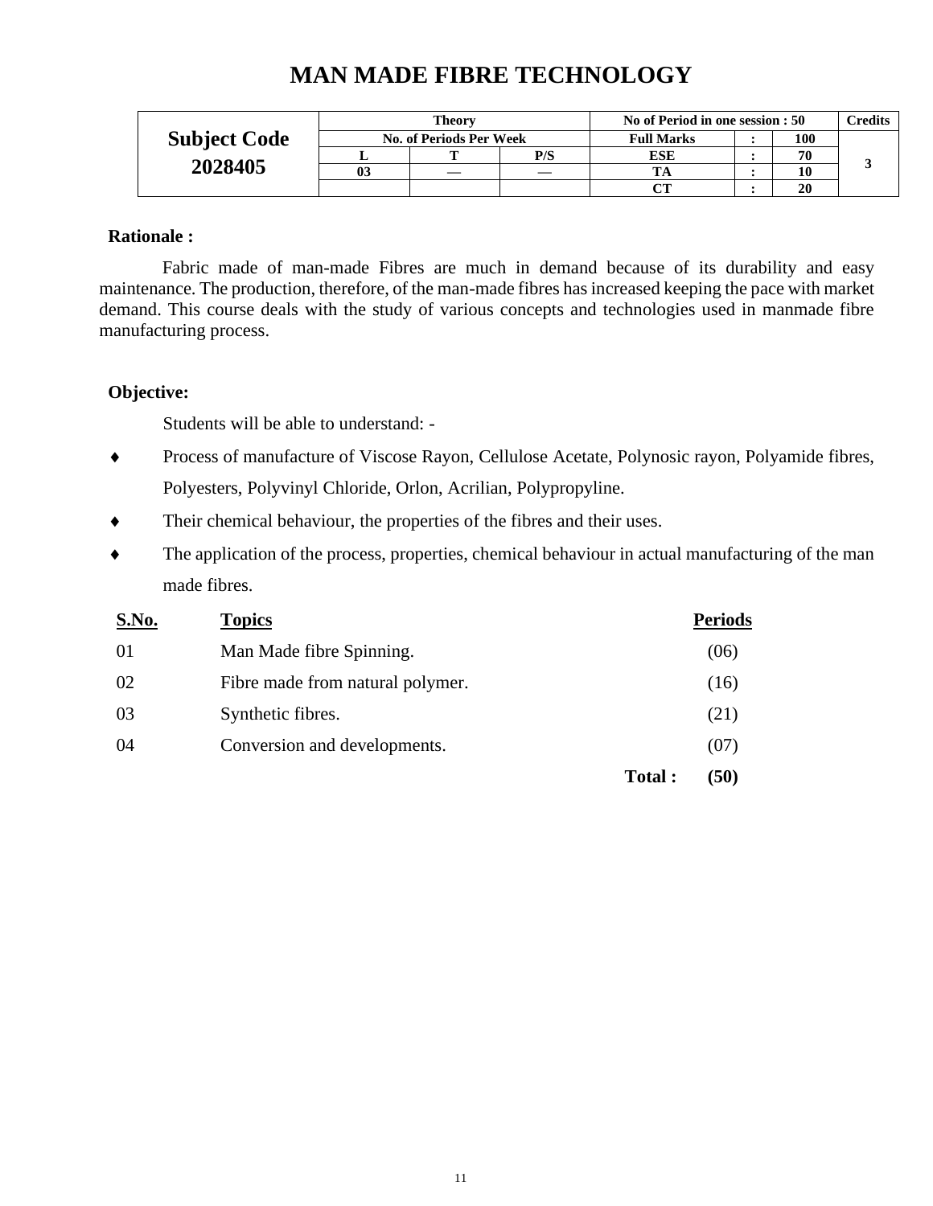# MAN MADE FIBRE TECHNOLOGY

| Subject Code 2028405 | Theory | | | No of Period in one session : 50 | | | Credits |
|---|---|---|---|---|---|---|---|
| | No. of Periods Per Week | | | Full Marks | : | 100 | 3 |
| | L | T | P/S | ESE | : | 70 | |
| | 03 | — | — | TA | : | 10 | |
| | | | | CT | : | 20 | |

**Rationale :**

Fabric made of man-made Fibres are much in demand because of its durability and easy maintenance. The production, therefore, of the man-made fibres has increased keeping the pace with market demand. This course deals with the study of various concepts and technologies used in manmade fibre manufacturing process.

**Objective:**

Students will be able to understand: -

- Process of manufacture of Viscose Rayon, Cellulose Acetate, Polynosic rayon, Polyamide fibres, Polyesters, Polyvinyl Chloride, Orlon, Acrilian, Polypropyline.
- Their chemical behaviour, the properties of the fibres and their uses.
- The application of the process, properties, chemical behaviour in actual manufacturing of the man made fibres.

| S.No. | Topics | Periods |
|---|---|---|
| 01 | Man Made fibre Spinning. | (06) |
| 02 | Fibre made from natural polymer. | (16) |
| 03 | Synthetic fibres. | (21) |
| 04 | Conversion and developments. | (07) |
| | **Total :** | **(50)** |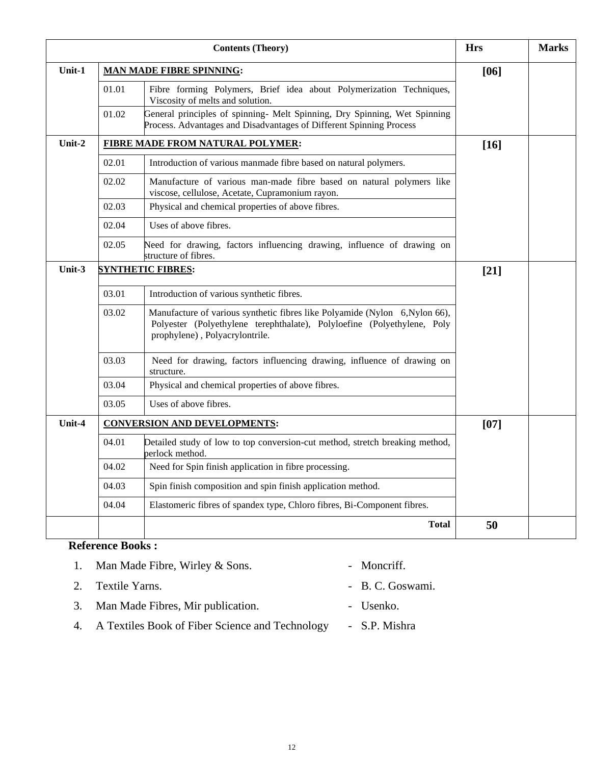| Contents (Theory) | | | Hrs | Marks |
|---|---|---|---|---|
| Unit-1 | **MAN MADE FIBRE SPINNING:** | | **[06]** | |
| | 01.01 | Fibre forming Polymers, Brief idea about Polymerization Techniques, Viscosity of melts and solution. | | |
| | 01.02 | General principles of spinning- Melt Spinning, Dry Spinning, Wet Spinning Process. Advantages and Disadvantages of Different Spinning Process | | |
| Unit-2 | **FIBRE MADE FROM NATURAL POLYMER:** | | **[16]** | |
| | 02.01 | Introduction of various manmade fibre based on natural polymers. | | |
| | 02.02 | Manufacture of various man-made fibre based on natural polymers like viscose, cellulose, Acetate, Cupramonium rayon. | | |
| | 02.03 | Physical and chemical properties of above fibres. | | |
| | 02.04 | Uses of above fibres. | | |
| | 02.05 | Need for drawing, factors influencing drawing, influence of drawing on structure of fibres. | | |
| Unit-3 | **SYNTHETIC FIBRES:** | | **[21]** | |
| | 03.01 | Introduction of various synthetic fibres. | | |
| | 03.02 | Manufacture of various synthetic fibres like Polyamide (Nylon 6,Nylon 66), Polyester (Polyethylene terephthalate), Polyloefine (Polyethylene, Poly prophylene) , Polyacrylontrile. | | |
| | 03.03 | Need for drawing, factors influencing drawing, influence of drawing on structure. | | |
| | 03.04 | Physical and chemical properties of above fibres. | | |
| | 03.05 | Uses of above fibres. | | |
| Unit-4 | **CONVERSION AND DEVELOPMENTS:** | | **[07]** | |
| | 04.01 | Detailed study of low to top conversion-cut method, stretch breaking method, perlock method. | | |
| | 04.02 | Need for Spin finish application in fibre processing. | | |
| | 04.03 | Spin finish composition and spin finish application method. | | |
| | 04.04 | Elastomeric fibres of spandex type, Chloro fibres, Bi-Component fibres. | | |
| | | **Total** | **50** | |

**Reference Books :**

1. Man Made Fibre, Wirley & Sons. - Moncriff.
2. Textile Yarns. - B. C. Goswami.
3. Man Made Fibres, Mir publication. - Usenko.
4. A Textiles Book of Fiber Science and Technology - S.P. Mishra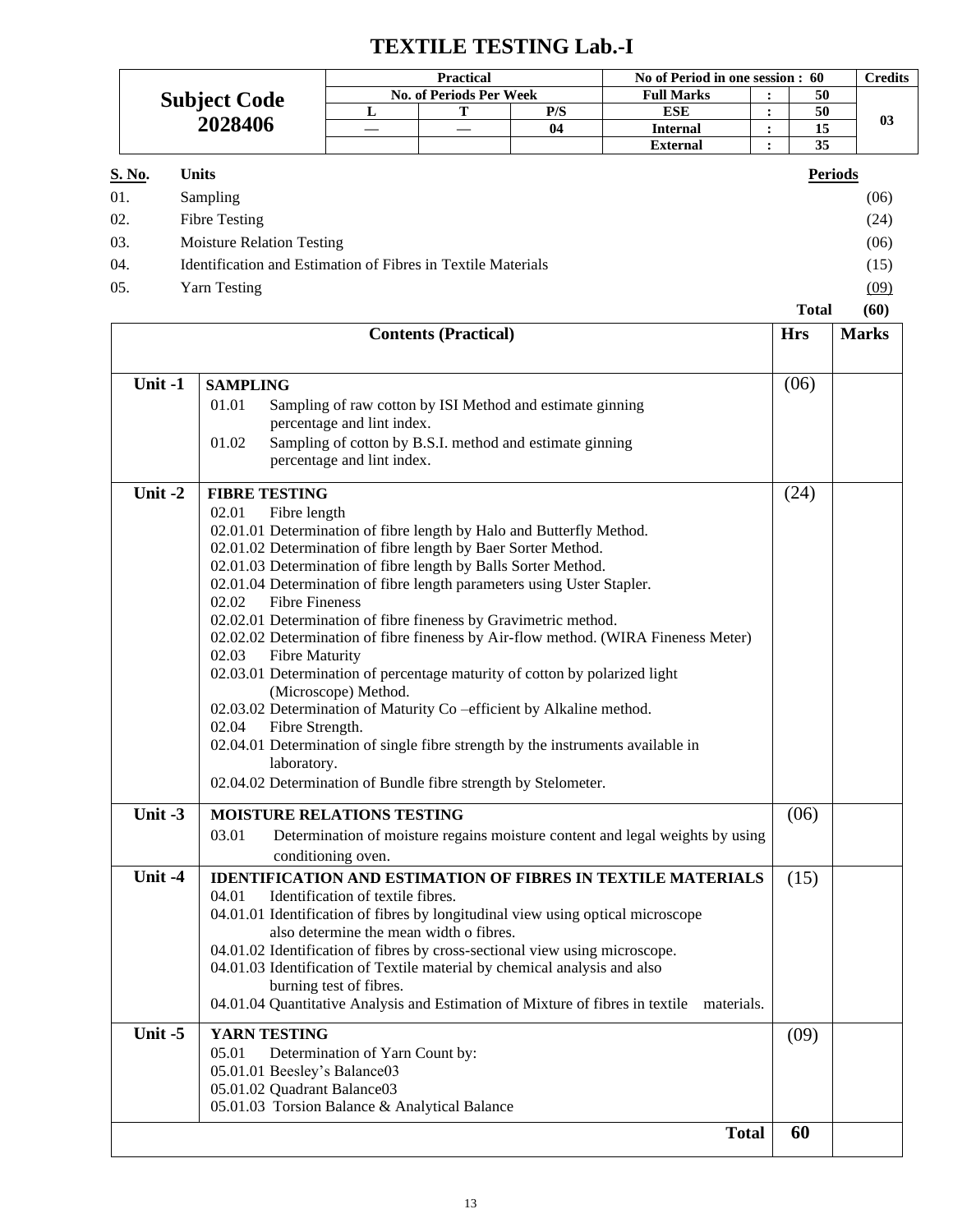# TEXTILE TESTING Lab.-I

| Subject Code 2028406 | Practical | | | No of Period in one session : 60 | | | Credits |
|---|---|---|---|---|---|---|---|
| | No. of Periods Per Week | | | Full Marks | : | 50 | 03 |
| | L | T | P/S | ESE | : | 50 | |
| | — | — | 04 | Internal | : | 15 | |
| | | | | External | : | 35 | |

| S. No. | Units | Periods |
|---|---|---|
| 01. | Sampling | (06) |
| 02. | Fibre Testing | (24) |
| 03. | Moisture Relation Testing | (06) |
| 04. | Identification and Estimation of Fibres in Textile Materials | (15) |
| 05. | Yarn Testing | (09) |
| | **Total** | **(60)** |

| | Contents (Practical) | Hrs | Marks |
|---|---|---|---|
| **Unit -1** | **SAMPLING**<br>01.01 Sampling of raw cotton by ISI Method and estimate ginning percentage and lint index.<br>01.02 Sampling of cotton by B.S.I. method and estimate ginning percentage and lint index. | (06) | |
| **Unit -2** | **FIBRE TESTING**<br>02.01 Fibre length<br>02.01.01 Determination of fibre length by Halo and Butterfly Method.<br>02.01.02 Determination of fibre length by Baer Sorter Method.<br>02.01.03 Determination of fibre length by Balls Sorter Method.<br>02.01.04 Determination of fibre length parameters using Uster Stapler.<br>02.02 Fibre Fineness<br>02.02.01 Determination of fibre fineness by Gravimetric method.<br>02.02.02 Determination of fibre fineness by Air-flow method. (WIRA Fineness Meter)<br>02.03 Fibre Maturity<br>02.03.01 Determination of percentage maturity of cotton by polarized light (Microscope) Method.<br>02.03.02 Determination of Maturity Co –efficient by Alkaline method.<br>02.04 Fibre Strength.<br>02.04.01 Determination of single fibre strength by the instruments available in laboratory.<br>02.04.02 Determination of Bundle fibre strength by Stelometer. | (24) | |
| **Unit -3** | **MOISTURE RELATIONS TESTING**<br>03.01 Determination of moisture regains moisture content and legal weights by using conditioning oven. | (06) | |
| **Unit -4** | **IDENTIFICATION AND ESTIMATION OF FIBRES IN TEXTILE MATERIALS**<br>04.01 Identification of textile fibres.<br>04.01.01 Identification of fibres by longitudinal view using optical microscope also determine the mean width o fibres.<br>04.01.02 Identification of fibres by cross-sectional view using microscope.<br>04.01.03 Identification of Textile material by chemical analysis and also burning test of fibres.<br>04.01.04 Quantitative Analysis and Estimation of Mixture of fibres in textile materials. | (15) | |
| **Unit -5** | **YARN TESTING**<br>05.01 Determination of Yarn Count by:<br>05.01.01 Beesley's Balance03<br>05.01.02 Quadrant Balance03<br>05.01.03 Torsion Balance & Analytical Balance | (09) | |
| | **Total** | **60** | |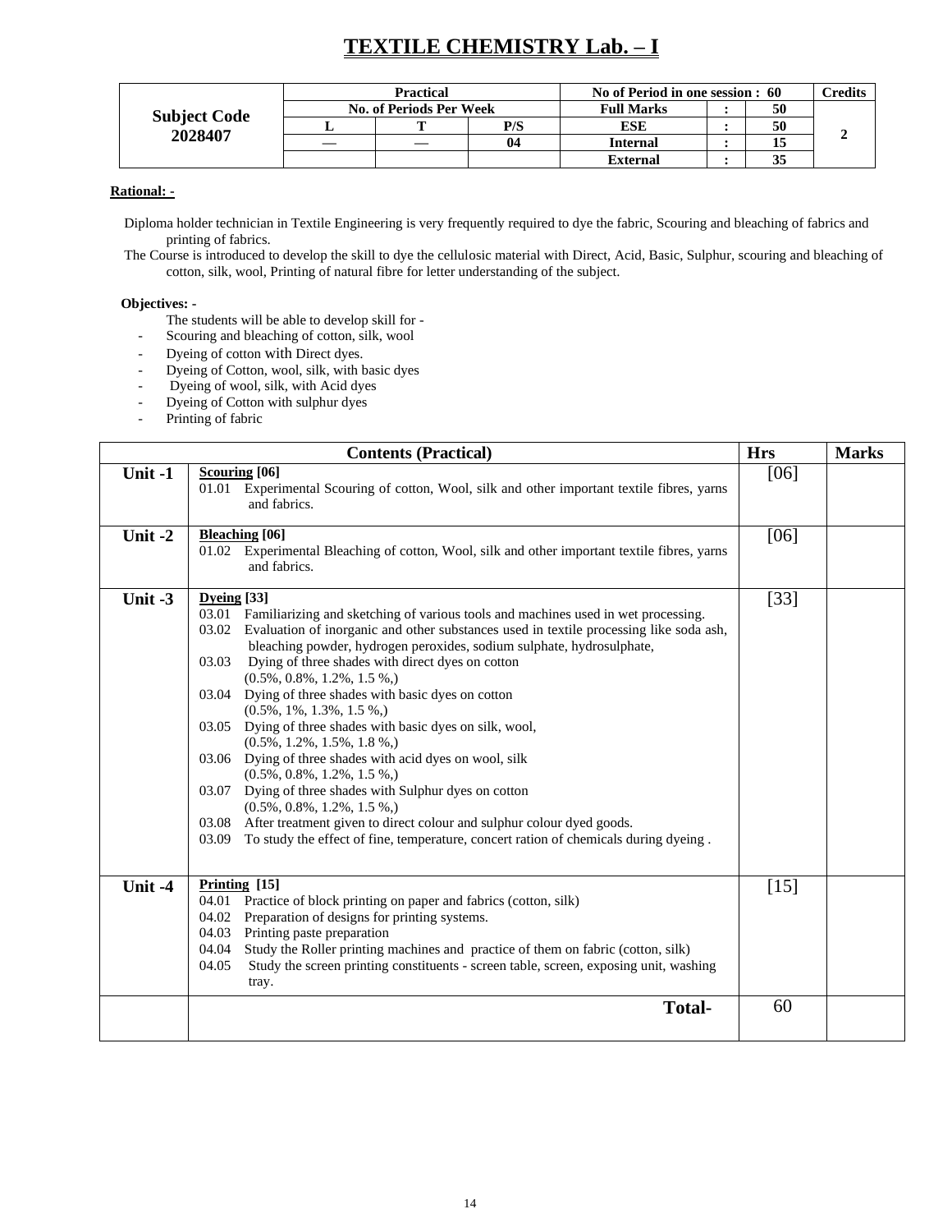# TEXTILE CHEMISTRY Lab. – I

| Subject Code 2028407 | Practical | | | No of Period in one session : 60 | | | Credits |
|---|---|---|---|---|---|---|---|
| | No. of Periods Per Week | | | Full Marks | : | 50 | 2 |
| | L | T | P/S | ESE | : | 50 | |
| | — | — | 04 | Internal | : | 15 | |
| | | | | External | : | 35 | |

**Rational: -**

Diploma holder technician in Textile Engineering is very frequently required to dye the fabric, Scouring and bleaching of fabrics and printing of fabrics.

The Course is introduced to develop the skill to dye the cellulosic material with Direct, Acid, Basic, Sulphur, scouring and bleaching of cotton, silk, wool, Printing of natural fibre for letter understanding of the subject.

**Objectives: -**

The students will be able to develop skill for -

- Scouring and bleaching of cotton, silk, wool
- Dyeing of cotton with Direct dyes.
- Dyeing of Cotton, wool, silk, with basic dyes
- Dyeing of wool, silk, with Acid dyes
- Dyeing of Cotton with sulphur dyes
- Printing of fabric

| | Contents (Practical) | Hrs | Marks |
|---|---|---|---|
| Unit -1 | **Scouring [06]**<br>01.01 Experimental Scouring of cotton, Wool, silk and other important textile fibres, yarns and fabrics. | [06] | |
| Unit -2 | **Bleaching [06]**<br>01.02 Experimental Bleaching of cotton, Wool, silk and other important textile fibres, yarns and fabrics. | [06] | |
| Unit -3 | **Dyeing [33]**<br>03.01 Familiarizing and sketching of various tools and machines used in wet processing.<br>03.02 Evaluation of inorganic and other substances used in textile processing like soda ash, bleaching powder, hydrogen peroxides, sodium sulphate, hydrosulphate,<br>03.03 Dying of three shades with direct dyes on cotton (0.5%, 0.8%, 1.2%, 1.5 %,)<br>03.04 Dying of three shades with basic dyes on cotton (0.5%, 1%, 1.3%, 1.5 %,)<br>03.05 Dying of three shades with basic dyes on silk, wool, (0.5%, 1.2%, 1.5%, 1.8 %,)<br>03.06 Dying of three shades with acid dyes on wool, silk (0.5%, 0.8%, 1.2%, 1.5 %,)<br>03.07 Dying of three shades with Sulphur dyes on cotton (0.5%, 0.8%, 1.2%, 1.5 %,)<br>03.08 After treatment given to direct colour and sulphur colour dyed goods.<br>03.09 To study the effect of fine, temperature, concert ration of chemicals during dyeing . | [33] | |
| Unit -4 | **Printing [15]**<br>04.01 Practice of block printing on paper and fabrics (cotton, silk)<br>04.02 Preparation of designs for printing systems.<br>04.03 Printing paste preparation<br>04.04 Study the Roller printing machines and practice of them on fabric (cotton, silk)<br>04.05 Study the screen printing constituents - screen table, screen, exposing unit, washing tray. | [15] | |
| | **Total-** | 60 | |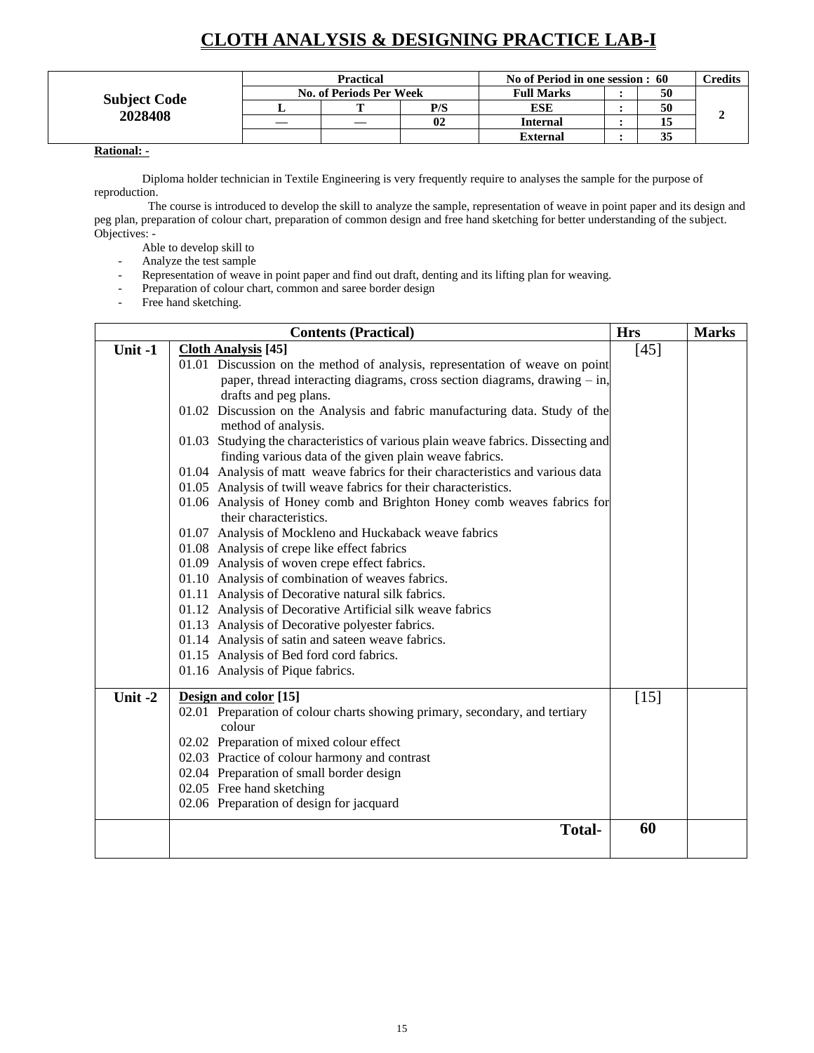# CLOTH ANALYSIS & DESIGNING PRACTICE LAB-I

| Subject Code 2028408 | Practical | | | No of Period in one session : 60 | | | Credits |
|---|---|---|---|---|---|---|---|
| | No. of Periods Per Week | | | Full Marks | : | 50 | 2 |
| | L | T | P/S | ESE | : | 50 | |
| | — | — | 02 | Internal | : | 15 | |
| | | | | External | : | 35 | |

**Rational: -**

Diploma holder technician in Textile Engineering is very frequently require to analyses the sample for the purpose of reproduction.

The course is introduced to develop the skill to analyze the sample, representation of weave in point paper and its design and peg plan, preparation of colour chart, preparation of common design and free hand sketching for better understanding of the subject.

Objectives: -

Able to develop skill to

- Analyze the test sample
- Representation of weave in point paper and find out draft, denting and its lifting plan for weaving.
- Preparation of colour chart, common and saree border design
- Free hand sketching.

| | Contents (Practical) | Hrs | Marks |
|---|---|---|---|
| Unit -1 | **Cloth Analysis [45]**<br>01.01 Discussion on the method of analysis, representation of weave on point paper, thread interacting diagrams, cross section diagrams, drawing – in, drafts and peg plans.<br>01.02 Discussion on the Analysis and fabric manufacturing data. Study of the method of analysis.<br>01.03 Studying the characteristics of various plain weave fabrics. Dissecting and finding various data of the given plain weave fabrics.<br>01.04 Analysis of matt weave fabrics for their characteristics and various data<br>01.05 Analysis of twill weave fabrics for their characteristics.<br>01.06 Analysis of Honey comb and Brighton Honey comb weaves fabrics for their characteristics.<br>01.07 Analysis of Mockleno and Huckaback weave fabrics<br>01.08 Analysis of crepe like effect fabrics<br>01.09 Analysis of woven crepe effect fabrics.<br>01.10 Analysis of combination of weaves fabrics.<br>01.11 Analysis of Decorative natural silk fabrics.<br>01.12 Analysis of Decorative Artificial silk weave fabrics<br>01.13 Analysis of Decorative polyester fabrics.<br>01.14 Analysis of satin and sateen weave fabrics.<br>01.15 Analysis of Bed ford cord fabrics.<br>01.16 Analysis of Pique fabrics. | [45] | |
| Unit -2 | **Design and color [15]**<br>02.01 Preparation of colour charts showing primary, secondary, and tertiary colour<br>02.02 Preparation of mixed colour effect<br>02.03 Practice of colour harmony and contrast<br>02.04 Preparation of small border design<br>02.05 Free hand sketching<br>02.06 Preparation of design for jacquard | [15] | |
| | **Total-** | **60** | |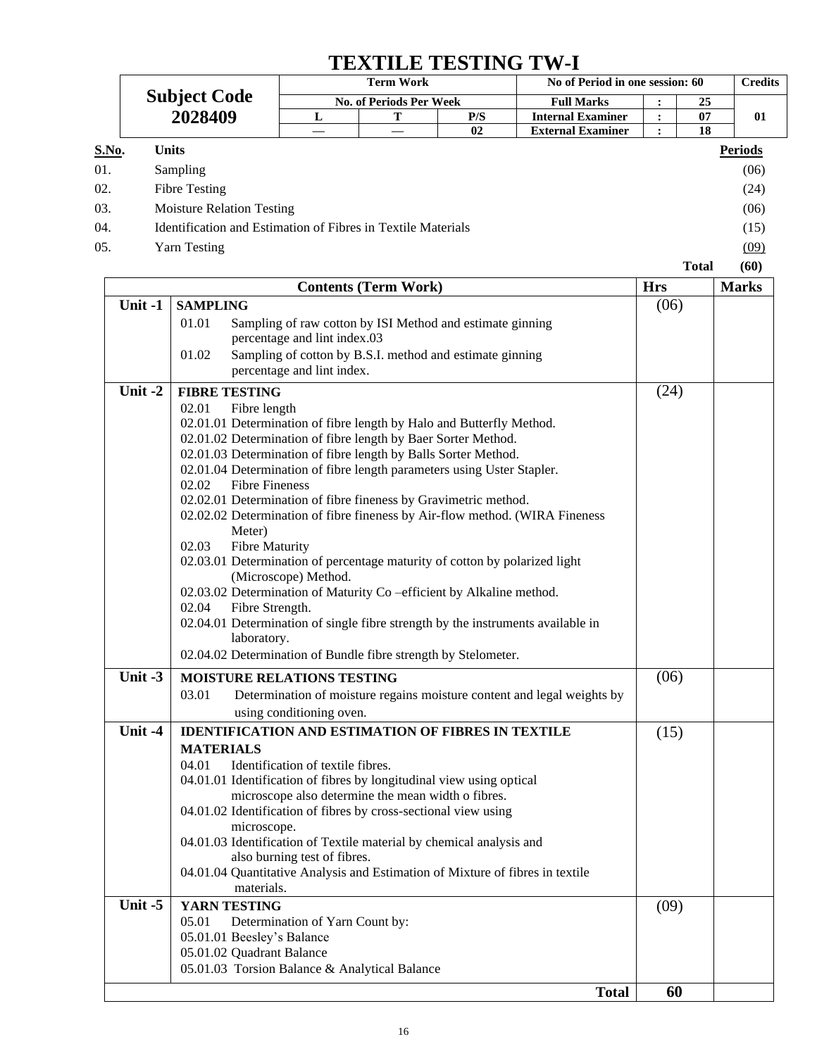# TEXTILE TESTING TW-I

| Subject Code 2028409 | Term Work | | | No of Period in one session: 60 | | | Credits |
|---|---|---|---|---|---|---|---|
| | No. of Periods Per Week | | | Full Marks | : | 25 | 01 |
| | L | T | P/S | Internal Examiner | : | 07 | |
| | — | — | 02 | External Examiner | : | 18 | |

| S.No. | Units | Periods |
|---|---|---|
| 01. | Sampling | (06) |
| 02. | Fibre Testing | (24) |
| 03. | Moisture Relation Testing | (06) |
| 04. | Identification and Estimation of Fibres in Textile Materials | (15) |
| 05. | Yarn Testing | (09) |
| | **Total** | **(60)** |

| | Contents (Term Work) | Hrs | Marks |
|---|---|---|---|
| **Unit -1** | **SAMPLING**<br>01.01 Sampling of raw cotton by ISI Method and estimate ginning percentage and lint index.03<br>01.02 Sampling of cotton by B.S.I. method and estimate ginning percentage and lint index. | (06) | |
| **Unit -2** | **FIBRE TESTING**<br>02.01 Fibre length<br>02.01.01 Determination of fibre length by Halo and Butterfly Method.<br>02.01.02 Determination of fibre length by Baer Sorter Method.<br>02.01.03 Determination of fibre length by Balls Sorter Method.<br>02.01.04 Determination of fibre length parameters using Uster Stapler.<br>02.02 Fibre Fineness<br>02.02.01 Determination of fibre fineness by Gravimetric method.<br>02.02.02 Determination of fibre fineness by Air-flow method. (WIRA Fineness Meter)<br>02.03 Fibre Maturity<br>02.03.01 Determination of percentage maturity of cotton by polarized light (Microscope) Method.<br>02.03.02 Determination of Maturity Co –efficient by Alkaline method.<br>02.04 Fibre Strength.<br>02.04.01 Determination of single fibre strength by the instruments available in laboratory.<br>02.04.02 Determination of Bundle fibre strength by Stelometer. | (24) | |
| **Unit -3** | **MOISTURE RELATIONS TESTING**<br>03.01 Determination of moisture regains moisture content and legal weights by using conditioning oven. | (06) | |
| **Unit -4** | **IDENTIFICATION AND ESTIMATION OF FIBRES IN TEXTILE MATERIALS**<br>04.01 Identification of textile fibres.<br>04.01.01 Identification of fibres by longitudinal view using optical microscope also determine the mean width o fibres.<br>04.01.02 Identification of fibres by cross-sectional view using microscope.<br>04.01.03 Identification of Textile material by chemical analysis and also burning test of fibres.<br>04.01.04 Quantitative Analysis and Estimation of Mixture of fibres in textile materials. | (15) | |
| **Unit -5** | **YARN TESTING**<br>05.01 Determination of Yarn Count by:<br>05.01.01 Beesley's Balance<br>05.01.02 Quadrant Balance<br>05.01.03 Torsion Balance & Analytical Balance | (09) | |
| | **Total** | **60** | |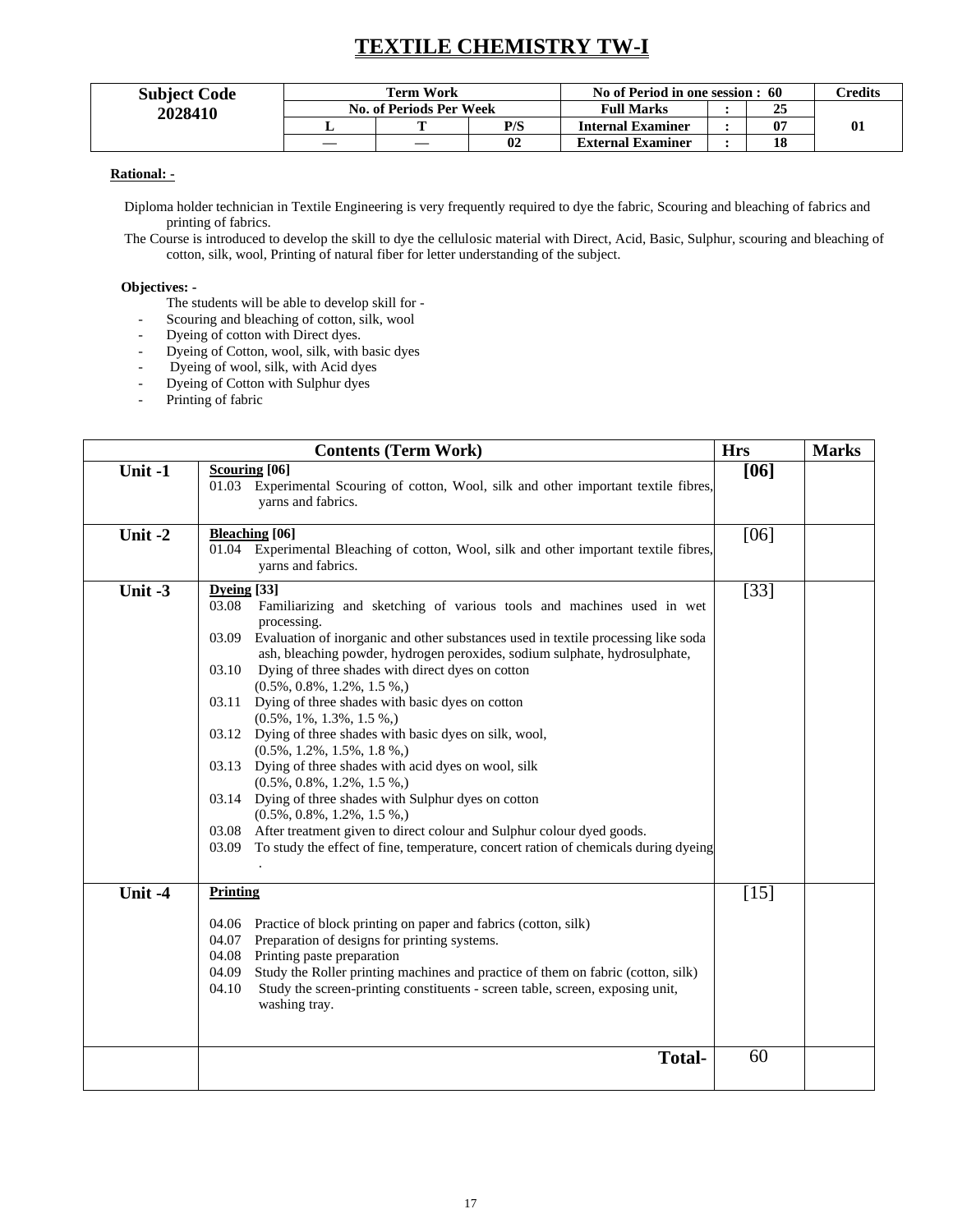# TEXTILE CHEMISTRY TW-I

| Subject Code | Term Work | | | No of Period in one session : 60 | | | Credits |
|---|---|---|---|---|---|---|---|
| 2028410 | No. of Periods Per Week | | | Full Marks | : | 25 | 01 |
| | L | T | P/S | Internal Examiner | : | 07 | |
| | — | — | 02 | External Examiner | : | 18 | |

**Rational: -**

Diploma holder technician in Textile Engineering is very frequently required to dye the fabric, Scouring and bleaching of fabrics and printing of fabrics.

The Course is introduced to develop the skill to dye the cellulosic material with Direct, Acid, Basic, Sulphur, scouring and bleaching of cotton, silk, wool, Printing of natural fiber for letter understanding of the subject.

**Objectives: -**

The students will be able to develop skill for -

- Scouring and bleaching of cotton, silk, wool
- Dyeing of cotton with Direct dyes.
- Dyeing of Cotton, wool, silk, with basic dyes
- Dyeing of wool, silk, with Acid dyes
- Dyeing of Cotton with Sulphur dyes
- Printing of fabric

| Contents (Term Work) | | Hrs | Marks |
|---|---|---|---|
| Unit -1 | **Scouring [06]**<br>01.03 Experimental Scouring of cotton, Wool, silk and other important textile fibres, yarns and fabrics. | **[06]** | |
| Unit -2 | **Bleaching [06]**<br>01.04 Experimental Bleaching of cotton, Wool, silk and other important textile fibres, yarns and fabrics. | [06] | |
| Unit -3 | **Dyeing [33]**<br>03.08 Familiarizing and sketching of various tools and machines used in wet processing.<br>03.09 Evaluation of inorganic and other substances used in textile processing like soda ash, bleaching powder, hydrogen peroxides, sodium sulphate, hydrosulphate,<br>03.10 Dying of three shades with direct dyes on cotton (0.5%, 0.8%, 1.2%, 1.5 %,)<br>03.11 Dying of three shades with basic dyes on cotton (0.5%, 1%, 1.3%, 1.5 %,)<br>03.12 Dying of three shades with basic dyes on silk, wool, (0.5%, 1.2%, 1.5%, 1.8 %,)<br>03.13 Dying of three shades with acid dyes on wool, silk (0.5%, 0.8%, 1.2%, 1.5 %,)<br>03.14 Dying of three shades with Sulphur dyes on cotton (0.5%, 0.8%, 1.2%, 1.5 %,)<br>03.08 After treatment given to direct colour and Sulphur colour dyed goods.<br>03.09 To study the effect of fine, temperature, concert ration of chemicals during dyeing . | [33] | |
| Unit -4 | **Printing**<br>04.06 Practice of block printing on paper and fabrics (cotton, silk)<br>04.07 Preparation of designs for printing systems.<br>04.08 Printing paste preparation<br>04.09 Study the Roller printing machines and practice of them on fabric (cotton, silk)<br>04.10 Study the screen-printing constituents - screen table, screen, exposing unit, washing tray. | [15] | |
| | **Total-** | 60 | |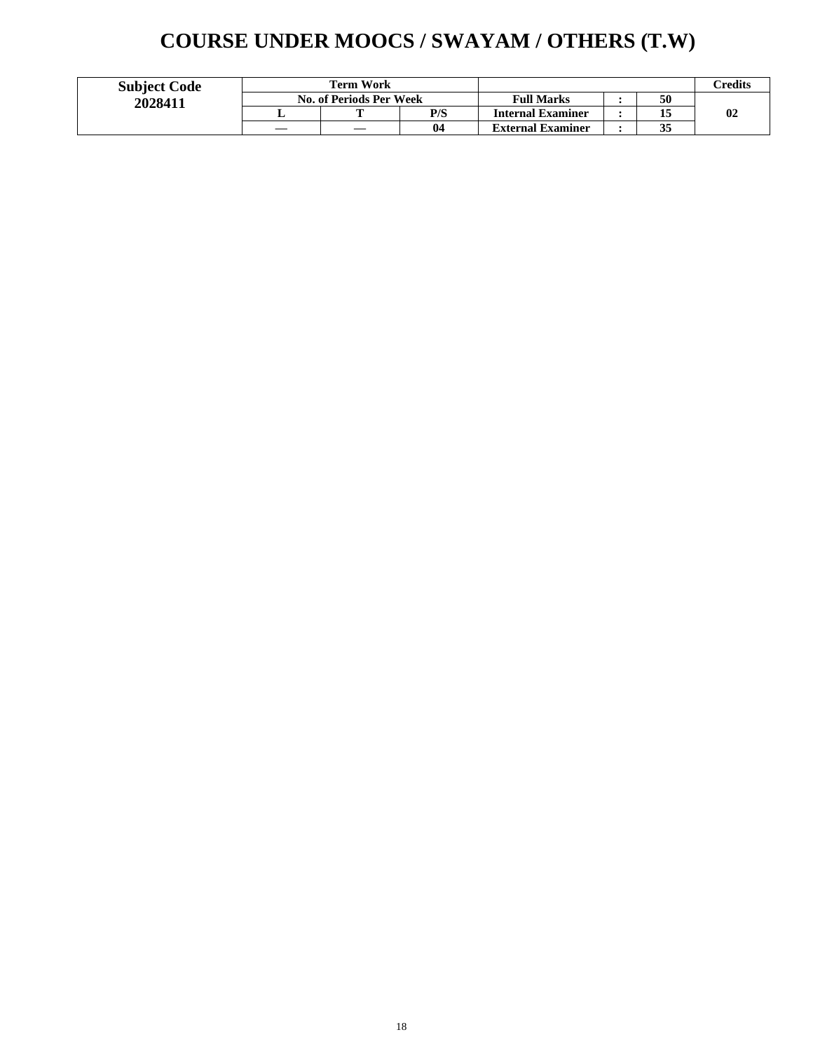# COURSE UNDER MOOCS / SWAYAM / OTHERS (T.W)

| Subject Code | Term Work | | | | | | Credits |
|---|---|---|---|---|---|---|---|
| 2028411 | No. of Periods Per Week | | | Full Marks | : | 50 | 02 |
| | L | T | P/S | Internal Examiner | : | 15 | |
| | — | — | 04 | External Examiner | : | 35 | |